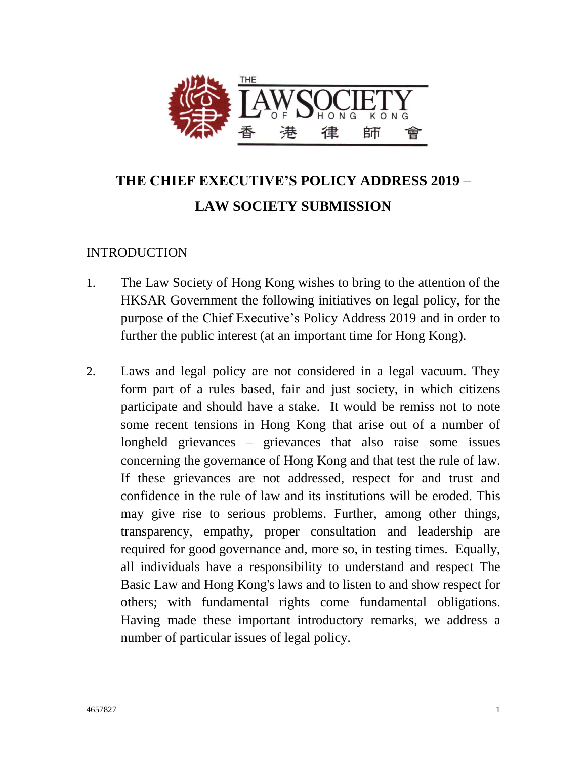# THE CHIEF EXECUTIVE'S POLICY ADDRESS 2019 – LAW SOCIETY SUBMISSION

## INTRODUCTION

1. The Law Society of Hong Kong wishes to bring to the attention of the HKSAR Government the following initiatives on legal policy, for the purpose of the Chief Executive's Policy Address 2019 and in order to further the public interest (at an important time for Hong Kong).

2. Laws and legal policy are not considered in a legal vacuum. They form part of a rules based, fair and just society, in which citizens participate and should have a stake. It would be remiss not to note some recent tensions in Hong Kong that arise out of a number of longheld grievances – grievances that also raise some issues concerning the governance of Hong Kong and that test the rule of law. If these grievances are not addressed, respect for and trust and confidence in the rule of law and its institutions will be eroded. This may give rise to serious problems. Further, among other things, transparency, empathy, proper consultation and leadership are required for good governance and, more so, in testing times. Equally, all individuals have a responsibility to understand and respect The Basic Law and Hong Kong's laws and to listen to and show respect for others; with fundamental rights come fundamental obligations. Having made these important introductory remarks, we address a number of particular issues of legal policy.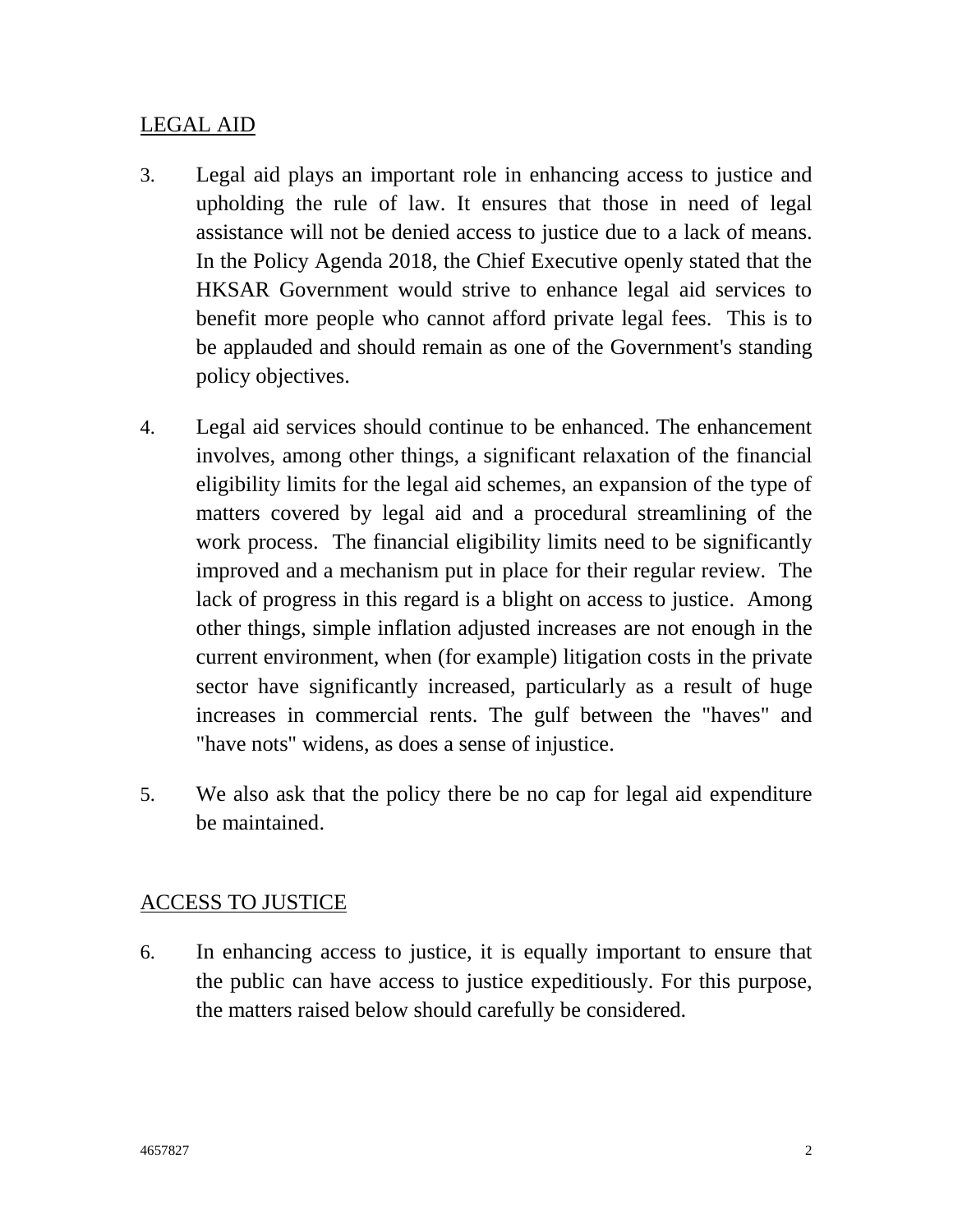## LEGAL AID

3. Legal aid plays an important role in enhancing access to justice and upholding the rule of law. It ensures that those in need of legal assistance will not be denied access to justice due to a lack of means. In the Policy Agenda 2018, the Chief Executive openly stated that the HKSAR Government would strive to enhance legal aid services to benefit more people who cannot afford private legal fees. This is to be applauded and should remain as one of the Government's standing policy objectives.

4. Legal aid services should continue to be enhanced. The enhancement involves, among other things, a significant relaxation of the financial eligibility limits for the legal aid schemes, an expansion of the type of matters covered by legal aid and a procedural streamlining of the work process. The financial eligibility limits need to be significantly improved and a mechanism put in place for their regular review. The lack of progress in this regard is a blight on access to justice. Among other things, simple inflation adjusted increases are not enough in the current environment, when (for example) litigation costs in the private sector have significantly increased, particularly as a result of huge increases in commercial rents. The gulf between the "haves" and "have nots" widens, as does a sense of injustice.

5. We also ask that the policy there be no cap for legal aid expenditure be maintained.

## ACCESS TO JUSTICE

6. In enhancing access to justice, it is equally important to ensure that the public can have access to justice expeditiously. For this purpose, the matters raised below should carefully be considered.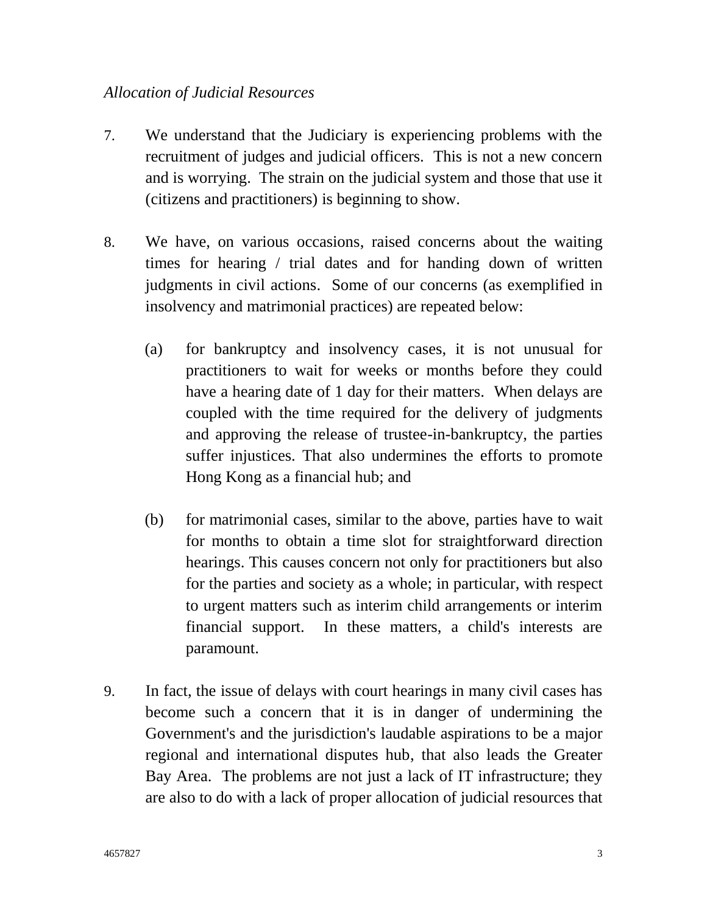*Allocation of Judicial Resources*

7. We understand that the Judiciary is experiencing problems with the recruitment of judges and judicial officers. This is not a new concern and is worrying. The strain on the judicial system and those that use it (citizens and practitioners) is beginning to show.

8. We have, on various occasions, raised concerns about the waiting times for hearing / trial dates and for handing down of written judgments in civil actions. Some of our concerns (as exemplified in insolvency and matrimonial practices) are repeated below:

   (a) for bankruptcy and insolvency cases, it is not unusual for practitioners to wait for weeks or months before they could have a hearing date of 1 day for their matters. When delays are coupled with the time required for the delivery of judgments and approving the release of trustee-in-bankruptcy, the parties suffer injustices. That also undermines the efforts to promote Hong Kong as a financial hub; and

   (b) for matrimonial cases, similar to the above, parties have to wait for months to obtain a time slot for straightforward direction hearings. This causes concern not only for practitioners but also for the parties and society as a whole; in particular, with respect to urgent matters such as interim child arrangements or interim financial support. In these matters, a child's interests are paramount.

9. In fact, the issue of delays with court hearings in many civil cases has become such a concern that it is in danger of undermining the Government's and the jurisdiction's laudable aspirations to be a major regional and international disputes hub, that also leads the Greater Bay Area. The problems are not just a lack of IT infrastructure; they are also to do with a lack of proper allocation of judicial resources that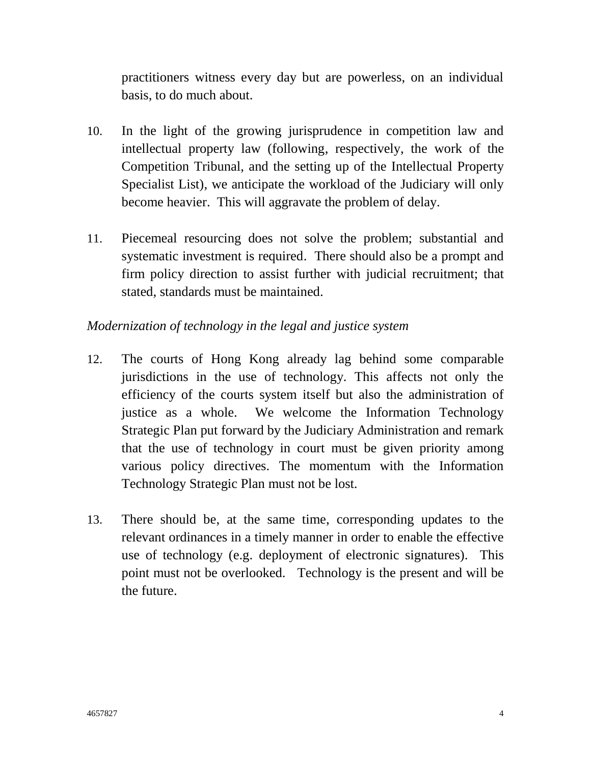practitioners witness every day but are powerless, on an individual basis, to do much about.

10. In the light of the growing jurisprudence in competition law and intellectual property law (following, respectively, the work of the Competition Tribunal, and the setting up of the Intellectual Property Specialist List), we anticipate the workload of the Judiciary will only become heavier. This will aggravate the problem of delay.

11. Piecemeal resourcing does not solve the problem; substantial and systematic investment is required. There should also be a prompt and firm policy direction to assist further with judicial recruitment; that stated, standards must be maintained.

*Modernization of technology in the legal and justice system*

12. The courts of Hong Kong already lag behind some comparable jurisdictions in the use of technology. This affects not only the efficiency of the courts system itself but also the administration of justice as a whole. We welcome the Information Technology Strategic Plan put forward by the Judiciary Administration and remark that the use of technology in court must be given priority among various policy directives. The momentum with the Information Technology Strategic Plan must not be lost.

13. There should be, at the same time, corresponding updates to the relevant ordinances in a timely manner in order to enable the effective use of technology (e.g. deployment of electronic signatures). This point must not be overlooked. Technology is the present and will be the future.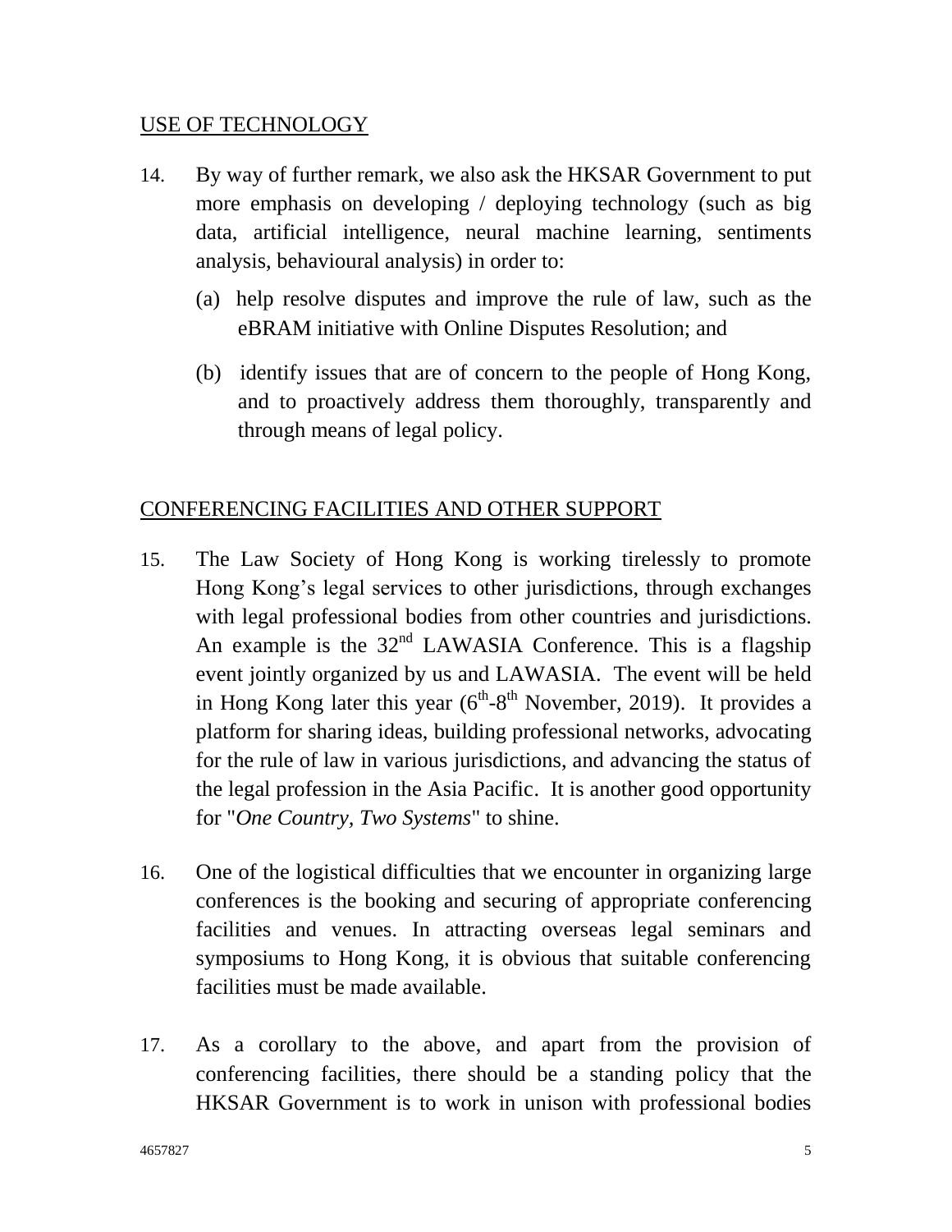## USE OF TECHNOLOGY

14. By way of further remark, we also ask the HKSAR Government to put more emphasis on developing / deploying technology (such as big data, artificial intelligence, neural machine learning, sentiments analysis, behavioural analysis) in order to:

    (a) help resolve disputes and improve the rule of law, such as the eBRAM initiative with Online Disputes Resolution; and

    (b) identify issues that are of concern to the people of Hong Kong, and to proactively address them thoroughly, transparently and through means of legal policy.

## CONFERENCING FACILITIES AND OTHER SUPPORT

15. The Law Society of Hong Kong is working tirelessly to promote Hong Kong's legal services to other jurisdictions, through exchanges with legal professional bodies from other countries and jurisdictions. An example is the 32nd LAWASIA Conference. This is a flagship event jointly organized by us and LAWASIA. The event will be held in Hong Kong later this year (6th-8th November, 2019). It provides a platform for sharing ideas, building professional networks, advocating for the rule of law in various jurisdictions, and advancing the status of the legal profession in the Asia Pacific. It is another good opportunity for "*One Country, Two Systems*" to shine.

16. One of the logistical difficulties that we encounter in organizing large conferences is the booking and securing of appropriate conferencing facilities and venues. In attracting overseas legal seminars and symposiums to Hong Kong, it is obvious that suitable conferencing facilities must be made available.

17. As a corollary to the above, and apart from the provision of conferencing facilities, there should be a standing policy that the HKSAR Government is to work in unison with professional bodies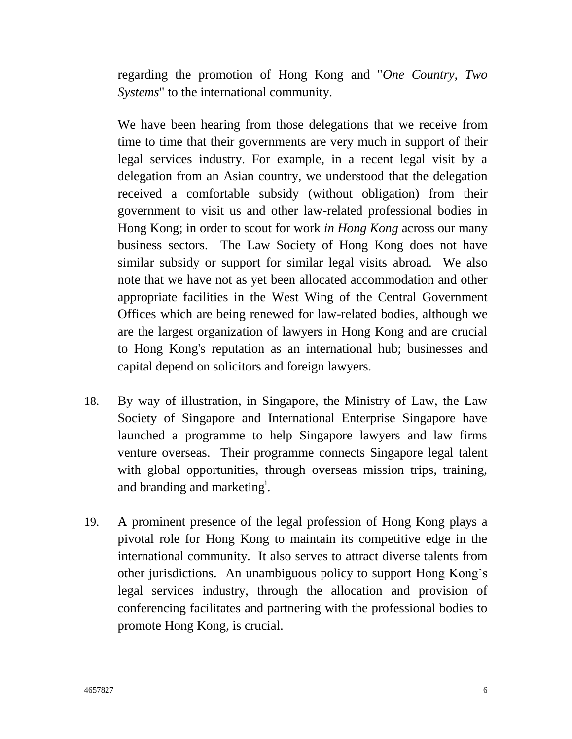regarding the promotion of Hong Kong and "*One Country, Two Systems*" to the international community.

We have been hearing from those delegations that we receive from time to time that their governments are very much in support of their legal services industry. For example, in a recent legal visit by a delegation from an Asian country, we understood that the delegation received a comfortable subsidy (without obligation) from their government to visit us and other law-related professional bodies in Hong Kong; in order to scout for work *in Hong Kong* across our many business sectors. The Law Society of Hong Kong does not have similar subsidy or support for similar legal visits abroad. We also note that we have not as yet been allocated accommodation and other appropriate facilities in the West Wing of the Central Government Offices which are being renewed for law-related bodies, although we are the largest organization of lawyers in Hong Kong and are crucial to Hong Kong's reputation as an international hub; businesses and capital depend on solicitors and foreign lawyers.

18. By way of illustration, in Singapore, the Ministry of Law, the Law Society of Singapore and International Enterprise Singapore have launched a programme to help Singapore lawyers and law firms venture overseas. Their programme connects Singapore legal talent with global opportunities, through overseas mission trips, training, and branding and marketing[i].

19. A prominent presence of the legal profession of Hong Kong plays a pivotal role for Hong Kong to maintain its competitive edge in the international community. It also serves to attract diverse talents from other jurisdictions. An unambiguous policy to support Hong Kong's legal services industry, through the allocation and provision of conferencing facilitates and partnering with the professional bodies to promote Hong Kong, is crucial.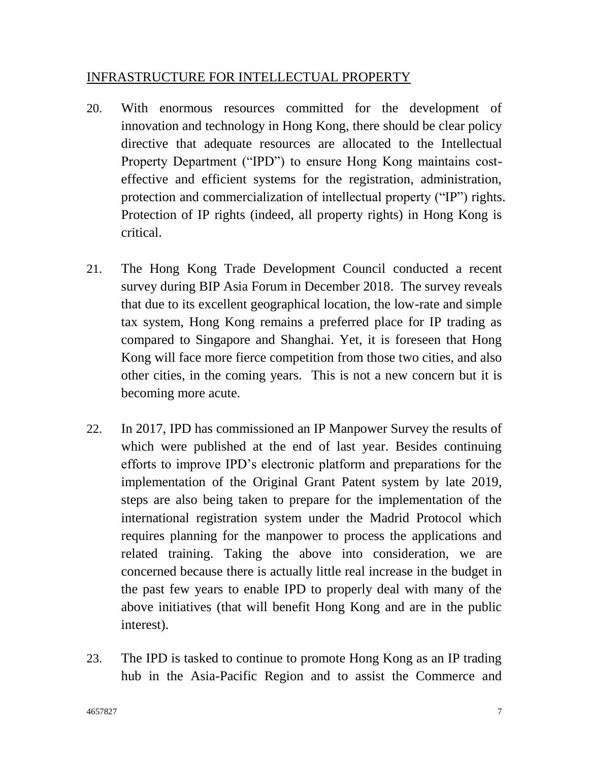## INFRASTRUCTURE FOR INTELLECTUAL PROPERTY

20. With enormous resources committed for the development of innovation and technology in Hong Kong, there should be clear policy directive that adequate resources are allocated to the Intellectual Property Department ("IPD") to ensure Hong Kong maintains cost-effective and efficient systems for the registration, administration, protection and commercialization of intellectual property ("IP") rights. Protection of IP rights (indeed, all property rights) in Hong Kong is critical.

21. The Hong Kong Trade Development Council conducted a recent survey during BIP Asia Forum in December 2018. The survey reveals that due to its excellent geographical location, the low-rate and simple tax system, Hong Kong remains a preferred place for IP trading as compared to Singapore and Shanghai. Yet, it is foreseen that Hong Kong will face more fierce competition from those two cities, and also other cities, in the coming years. This is not a new concern but it is becoming more acute.

22. In 2017, IPD has commissioned an IP Manpower Survey the results of which were published at the end of last year. Besides continuing efforts to improve IPD's electronic platform and preparations for the implementation of the Original Grant Patent system by late 2019, steps are also being taken to prepare for the implementation of the international registration system under the Madrid Protocol which requires planning for the manpower to process the applications and related training. Taking the above into consideration, we are concerned because there is actually little real increase in the budget in the past few years to enable IPD to properly deal with many of the above initiatives (that will benefit Hong Kong and are in the public interest).

23. The IPD is tasked to continue to promote Hong Kong as an IP trading hub in the Asia-Pacific Region and to assist the Commerce and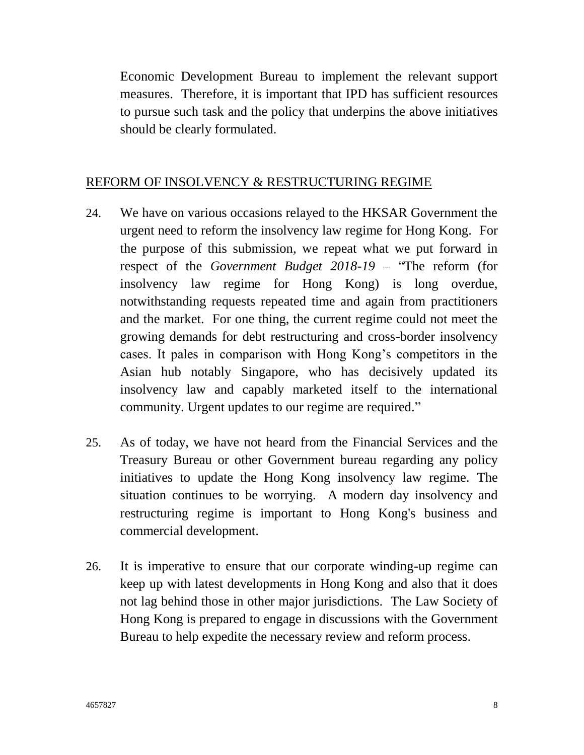Economic Development Bureau to implement the relevant support measures. Therefore, it is important that IPD has sufficient resources to pursue such task and the policy that underpins the above initiatives should be clearly formulated.

## REFORM OF INSOLVENCY & RESTRUCTURING REGIME

24. We have on various occasions relayed to the HKSAR Government the urgent need to reform the insolvency law regime for Hong Kong. For the purpose of this submission, we repeat what we put forward in respect of the *Government Budget 2018-19* – "The reform (for insolvency law regime for Hong Kong) is long overdue, notwithstanding requests repeated time and again from practitioners and the market. For one thing, the current regime could not meet the growing demands for debt restructuring and cross-border insolvency cases. It pales in comparison with Hong Kong's competitors in the Asian hub notably Singapore, who has decisively updated its insolvency law and capably marketed itself to the international community. Urgent updates to our regime are required."

25. As of today, we have not heard from the Financial Services and the Treasury Bureau or other Government bureau regarding any policy initiatives to update the Hong Kong insolvency law regime. The situation continues to be worrying. A modern day insolvency and restructuring regime is important to Hong Kong's business and commercial development.

26. It is imperative to ensure that our corporate winding-up regime can keep up with latest developments in Hong Kong and also that it does not lag behind those in other major jurisdictions. The Law Society of Hong Kong is prepared to engage in discussions with the Government Bureau to help expedite the necessary review and reform process.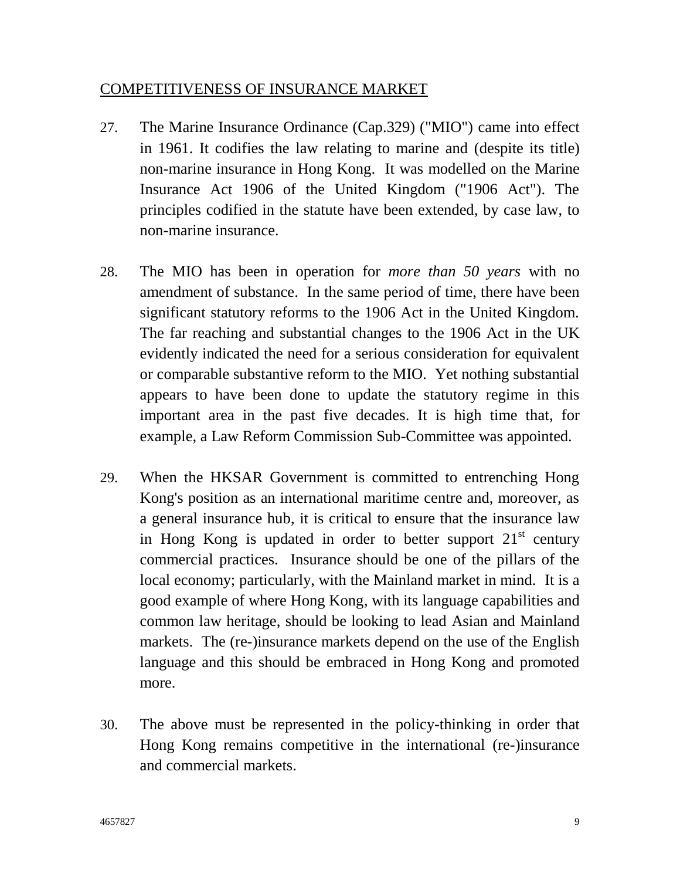COMPETITIVENESS OF INSURANCE MARKET

27. The Marine Insurance Ordinance (Cap.329) ("MIO") came into effect in 1961. It codifies the law relating to marine and (despite its title) non-marine insurance in Hong Kong. It was modelled on the Marine Insurance Act 1906 of the United Kingdom ("1906 Act"). The principles codified in the statute have been extended, by case law, to non-marine insurance.

28. The MIO has been in operation for *more than 50 years* with no amendment of substance. In the same period of time, there have been significant statutory reforms to the 1906 Act in the United Kingdom. The far reaching and substantial changes to the 1906 Act in the UK evidently indicated the need for a serious consideration for equivalent or comparable substantive reform to the MIO. Yet nothing substantial appears to have been done to update the statutory regime in this important area in the past five decades. It is high time that, for example, a Law Reform Commission Sub-Committee was appointed.

29. When the HKSAR Government is committed to entrenching Hong Kong's position as an international maritime centre and, moreover, as a general insurance hub, it is critical to ensure that the insurance law in Hong Kong is updated in order to better support 21st century commercial practices. Insurance should be one of the pillars of the local economy; particularly, with the Mainland market in mind. It is a good example of where Hong Kong, with its language capabilities and common law heritage, should be looking to lead Asian and Mainland markets. The (re-)insurance markets depend on the use of the English language and this should be embraced in Hong Kong and promoted more.

30. The above must be represented in the policy-thinking in order that Hong Kong remains competitive in the international (re-)insurance and commercial markets.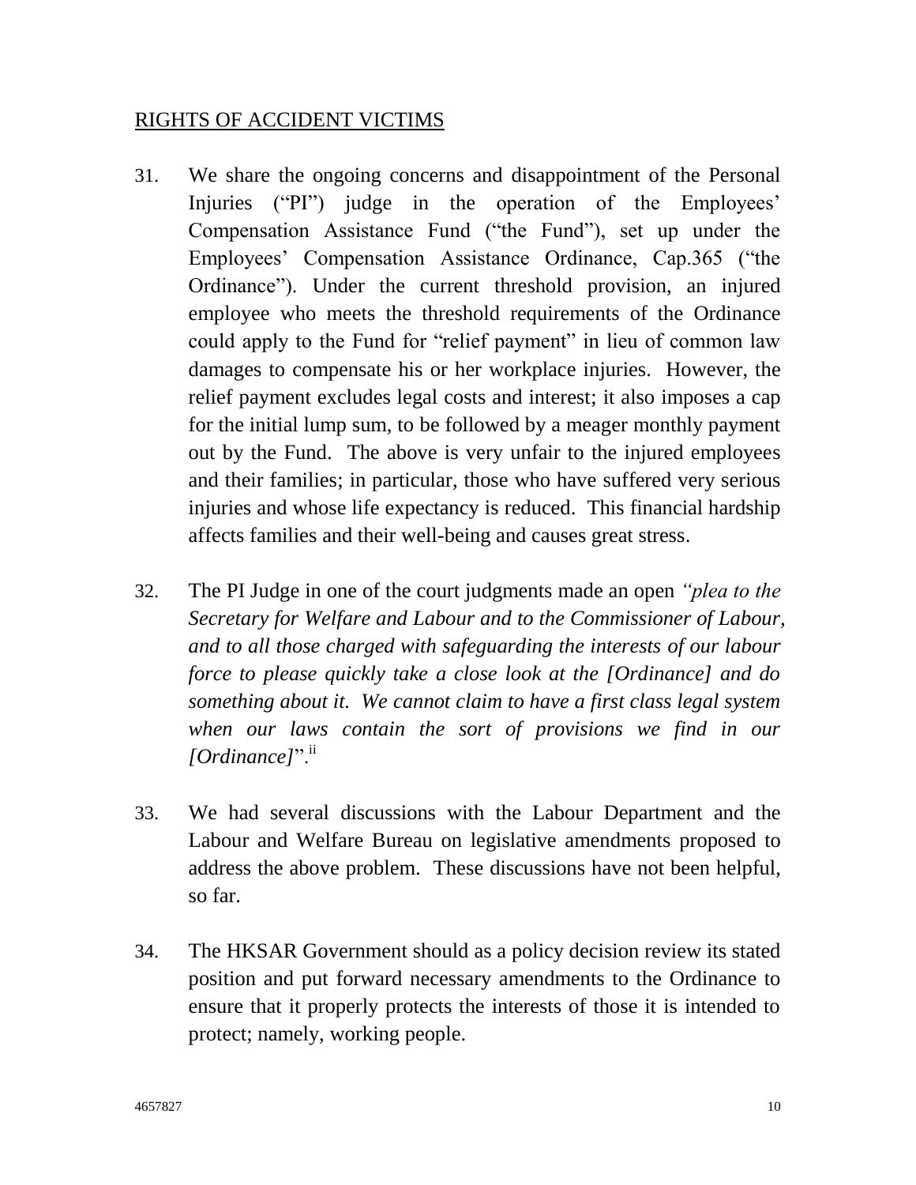RIGHTS OF ACCIDENT VICTIMS

31. We share the ongoing concerns and disappointment of the Personal Injuries ("PI") judge in the operation of the Employees' Compensation Assistance Fund ("the Fund"), set up under the Employees' Compensation Assistance Ordinance, Cap.365 ("the Ordinance"). Under the current threshold provision, an injured employee who meets the threshold requirements of the Ordinance could apply to the Fund for "relief payment" in lieu of common law damages to compensate his or her workplace injuries. However, the relief payment excludes legal costs and interest; it also imposes a cap for the initial lump sum, to be followed by a meager monthly payment out by the Fund. The above is very unfair to the injured employees and their families; in particular, those who have suffered very serious injuries and whose life expectancy is reduced. This financial hardship affects families and their well-being and causes great stress.

32. The PI Judge in one of the court judgments made an open *"plea to the Secretary for Welfare and Labour and to the Commissioner of Labour, and to all those charged with safeguarding the interests of our labour force to please quickly take a close look at the [Ordinance] and do something about it. We cannot claim to have a first class legal system when our laws contain the sort of provisions we find in our [Ordinance]"*.[ii]

33. We had several discussions with the Labour Department and the Labour and Welfare Bureau on legislative amendments proposed to address the above problem. These discussions have not been helpful, so far.

34. The HKSAR Government should as a policy decision review its stated position and put forward necessary amendments to the Ordinance to ensure that it properly protects the interests of those it is intended to protect; namely, working people.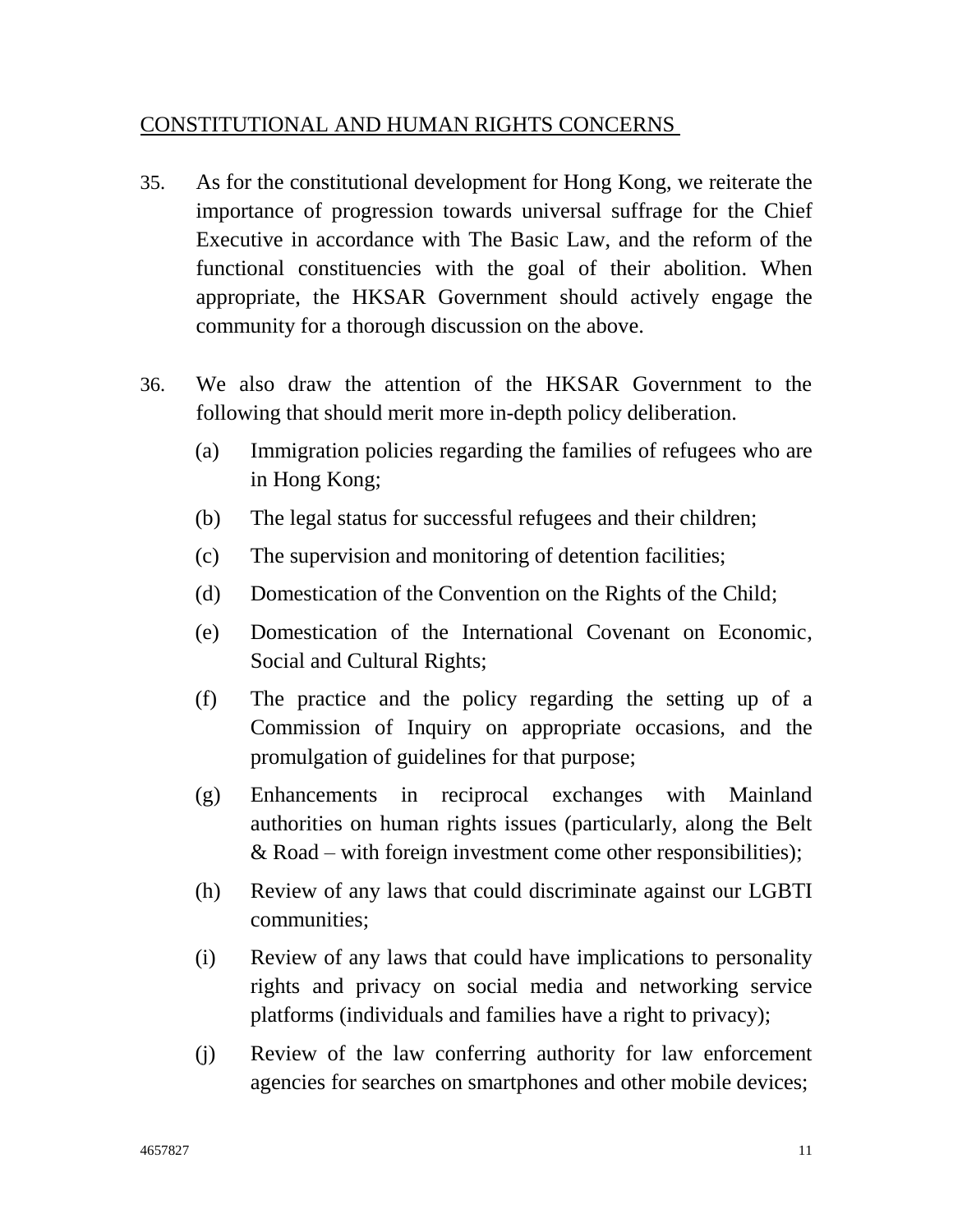## CONSTITUTIONAL AND HUMAN RIGHTS CONCERNS

35. As for the constitutional development for Hong Kong, we reiterate the importance of progression towards universal suffrage for the Chief Executive in accordance with The Basic Law, and the reform of the functional constituencies with the goal of their abolition. When appropriate, the HKSAR Government should actively engage the community for a thorough discussion on the above.

36. We also draw the attention of the HKSAR Government to the following that should merit more in-depth policy deliberation.

    (a) Immigration policies regarding the families of refugees who are in Hong Kong;

    (b) The legal status for successful refugees and their children;

    (c) The supervision and monitoring of detention facilities;

    (d) Domestication of the Convention on the Rights of the Child;

    (e) Domestication of the International Covenant on Economic, Social and Cultural Rights;

    (f) The practice and the policy regarding the setting up of a Commission of Inquiry on appropriate occasions, and the promulgation of guidelines for that purpose;

    (g) Enhancements in reciprocal exchanges with Mainland authorities on human rights issues (particularly, along the Belt & Road – with foreign investment come other responsibilities);

    (h) Review of any laws that could discriminate against our LGBTI communities;

    (i) Review of any laws that could have implications to personality rights and privacy on social media and networking service platforms (individuals and families have a right to privacy);

    (j) Review of the law conferring authority for law enforcement agencies for searches on smartphones and other mobile devices;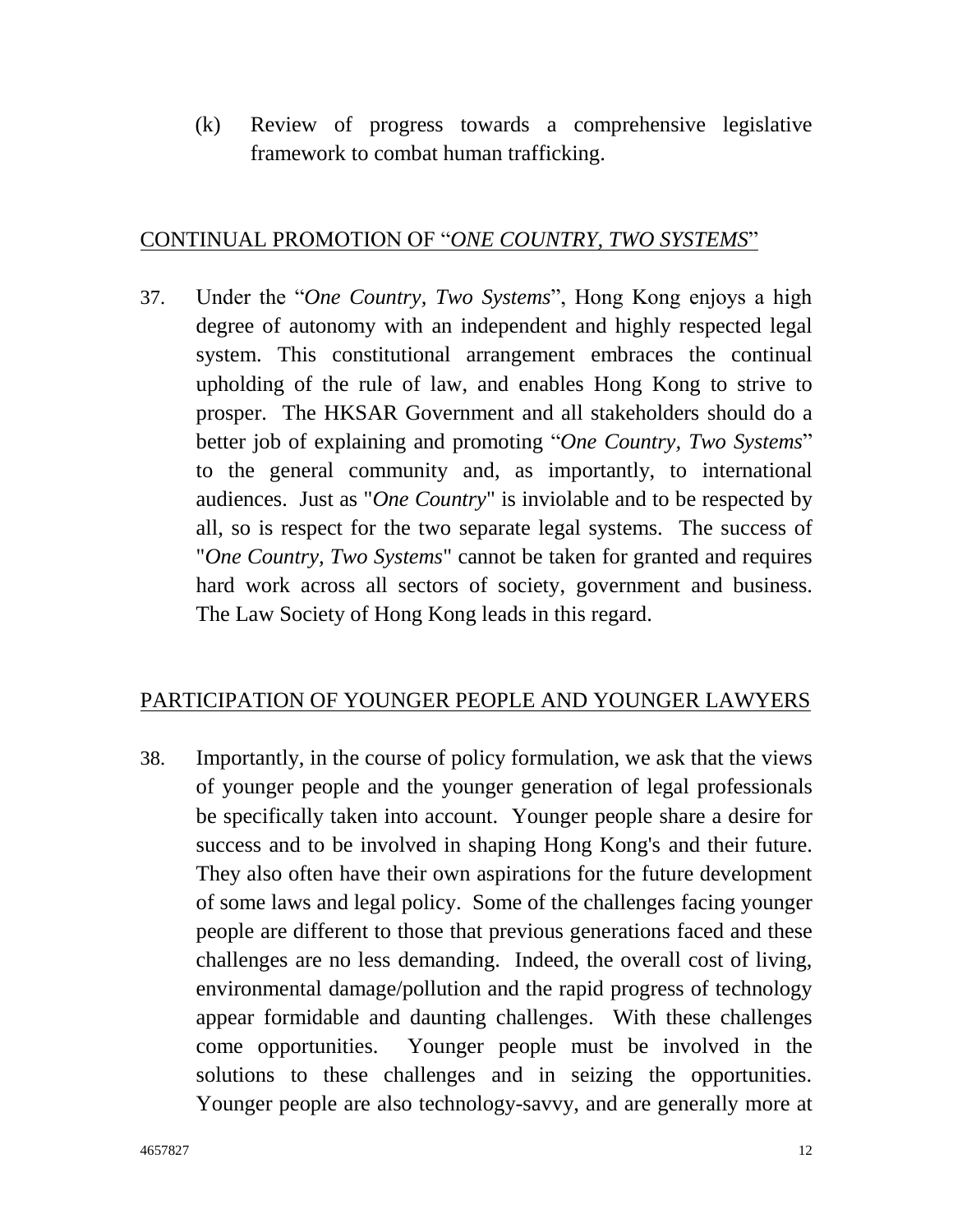(k) Review of progress towards a comprehensive legislative framework to combat human trafficking.

## CONTINUAL PROMOTION OF "*ONE COUNTRY, TWO SYSTEMS*"

37. Under the "*One Country, Two Systems*", Hong Kong enjoys a high degree of autonomy with an independent and highly respected legal system. This constitutional arrangement embraces the continual upholding of the rule of law, and enables Hong Kong to strive to prosper. The HKSAR Government and all stakeholders should do a better job of explaining and promoting "*One Country, Two Systems*" to the general community and, as importantly, to international audiences. Just as "*One Country*" is inviolable and to be respected by all, so is respect for the two separate legal systems. The success of "*One Country, Two Systems*" cannot be taken for granted and requires hard work across all sectors of society, government and business. The Law Society of Hong Kong leads in this regard.

## PARTICIPATION OF YOUNGER PEOPLE AND YOUNGER LAWYERS

38. Importantly, in the course of policy formulation, we ask that the views of younger people and the younger generation of legal professionals be specifically taken into account. Younger people share a desire for success and to be involved in shaping Hong Kong's and their future. They also often have their own aspirations for the future development of some laws and legal policy. Some of the challenges facing younger people are different to those that previous generations faced and these challenges are no less demanding. Indeed, the overall cost of living, environmental damage/pollution and the rapid progress of technology appear formidable and daunting challenges. With these challenges come opportunities. Younger people must be involved in the solutions to these challenges and in seizing the opportunities. Younger people are also technology-savvy, and are generally more at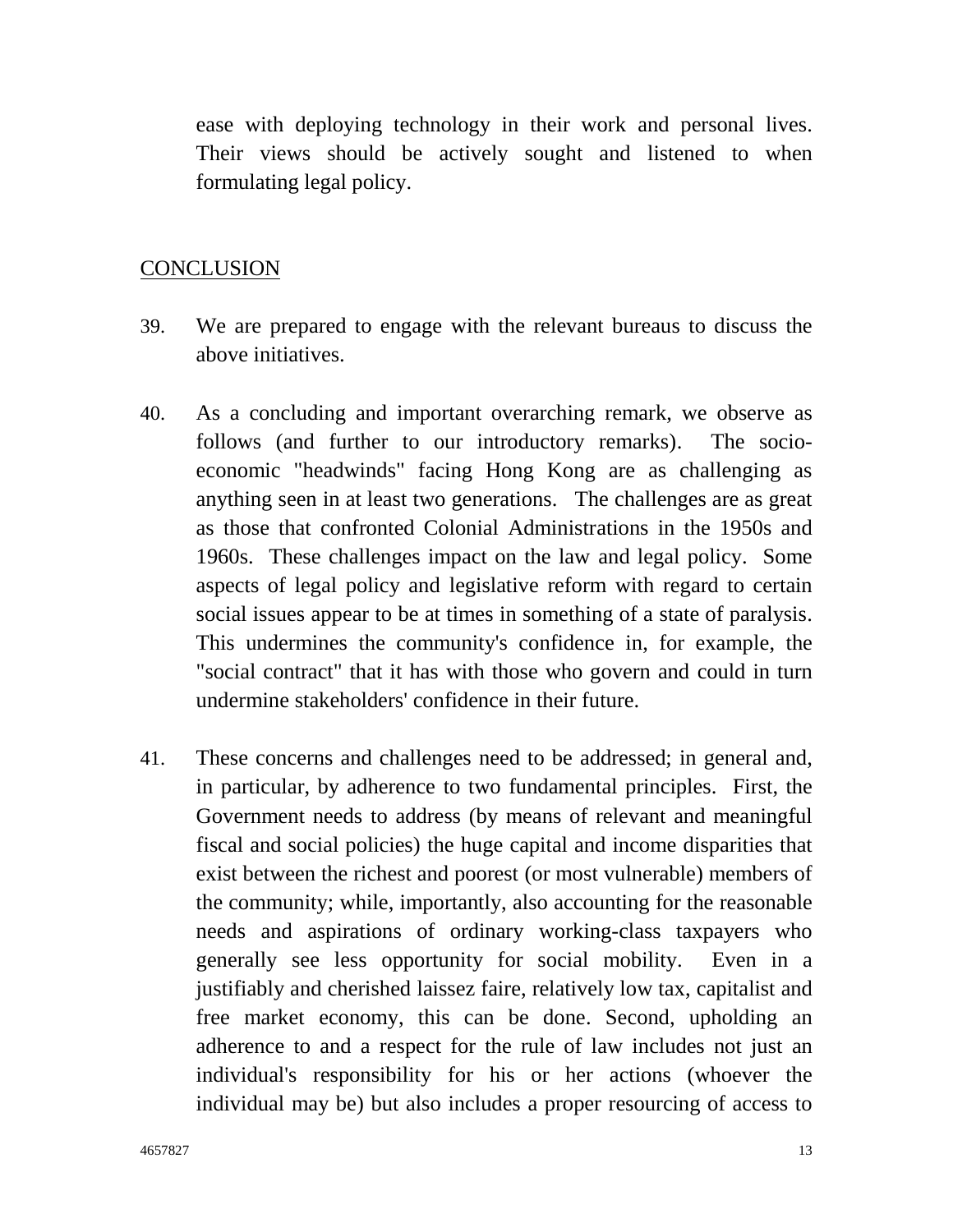ease with deploying technology in their work and personal lives. Their views should be actively sought and listened to when formulating legal policy.

## CONCLUSION

39. We are prepared to engage with the relevant bureaus to discuss the above initiatives.

40. As a concluding and important overarching remark, we observe as follows (and further to our introductory remarks). The socio-economic "headwinds" facing Hong Kong are as challenging as anything seen in at least two generations. The challenges are as great as those that confronted Colonial Administrations in the 1950s and 1960s. These challenges impact on the law and legal policy. Some aspects of legal policy and legislative reform with regard to certain social issues appear to be at times in something of a state of paralysis. This undermines the community's confidence in, for example, the "social contract" that it has with those who govern and could in turn undermine stakeholders' confidence in their future.

41. These concerns and challenges need to be addressed; in general and, in particular, by adherence to two fundamental principles. First, the Government needs to address (by means of relevant and meaningful fiscal and social policies) the huge capital and income disparities that exist between the richest and poorest (or most vulnerable) members of the community; while, importantly, also accounting for the reasonable needs and aspirations of ordinary working-class taxpayers who generally see less opportunity for social mobility. Even in a justifiably and cherished laissez faire, relatively low tax, capitalist and free market economy, this can be done. Second, upholding an adherence to and a respect for the rule of law includes not just an individual's responsibility for his or her actions (whoever the individual may be) but also includes a proper resourcing of access to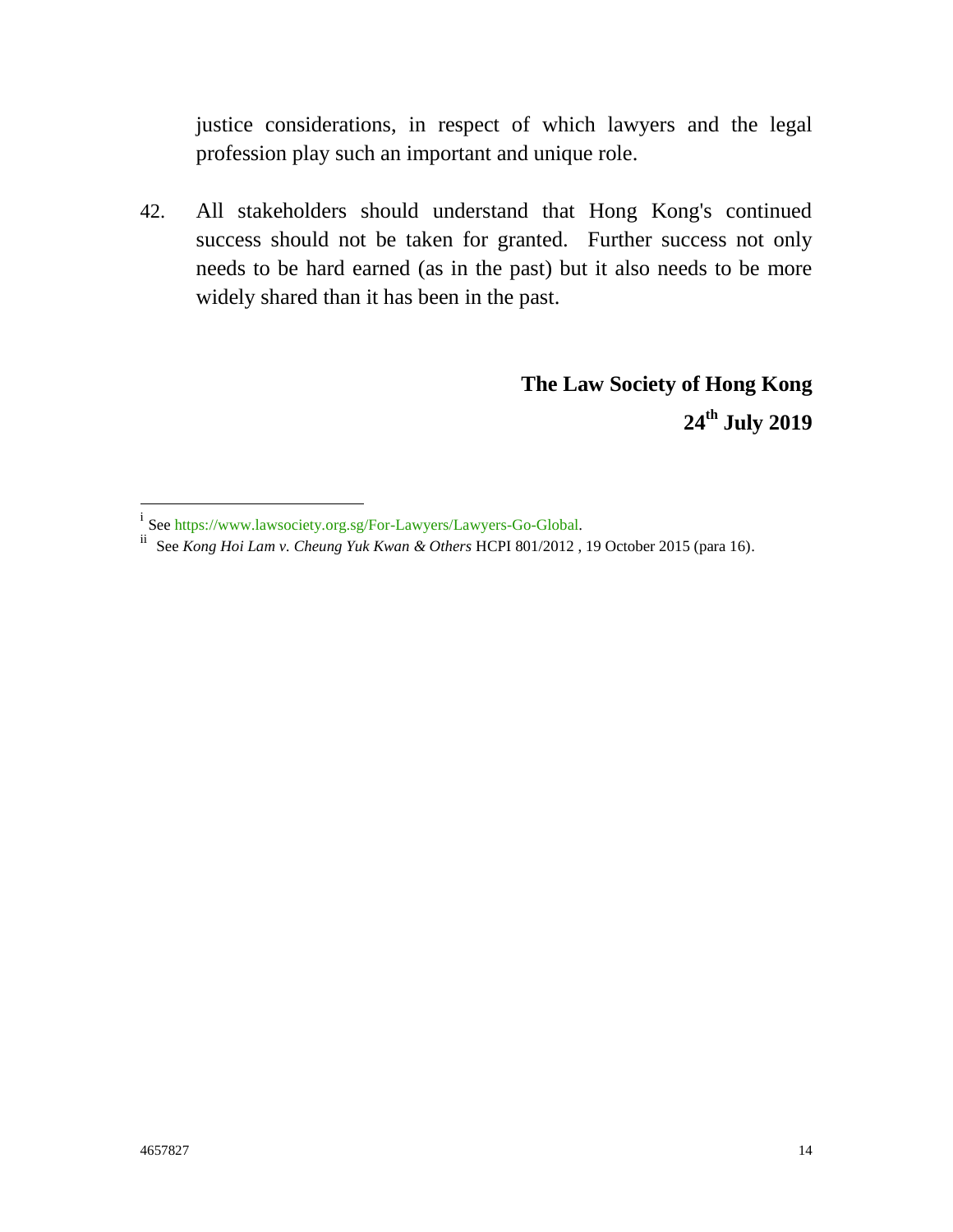justice considerations, in respect of which lawyers and the legal profession play such an important and unique role.

42. All stakeholders should understand that Hong Kong's continued success should not be taken for granted. Further success not only needs to be hard earned (as in the past) but it also needs to be more widely shared than it has been in the past.

**The Law Society of Hong Kong**
**24th July 2019**

---

[i] See https://www.lawsociety.org.sg/For-Lawyers/Lawyers-Go-Global.

[ii] See *Kong Hoi Lam v. Cheung Yuk Kwan & Others* HCPI 801/2012 , 19 October 2015 (para 16).

4657827